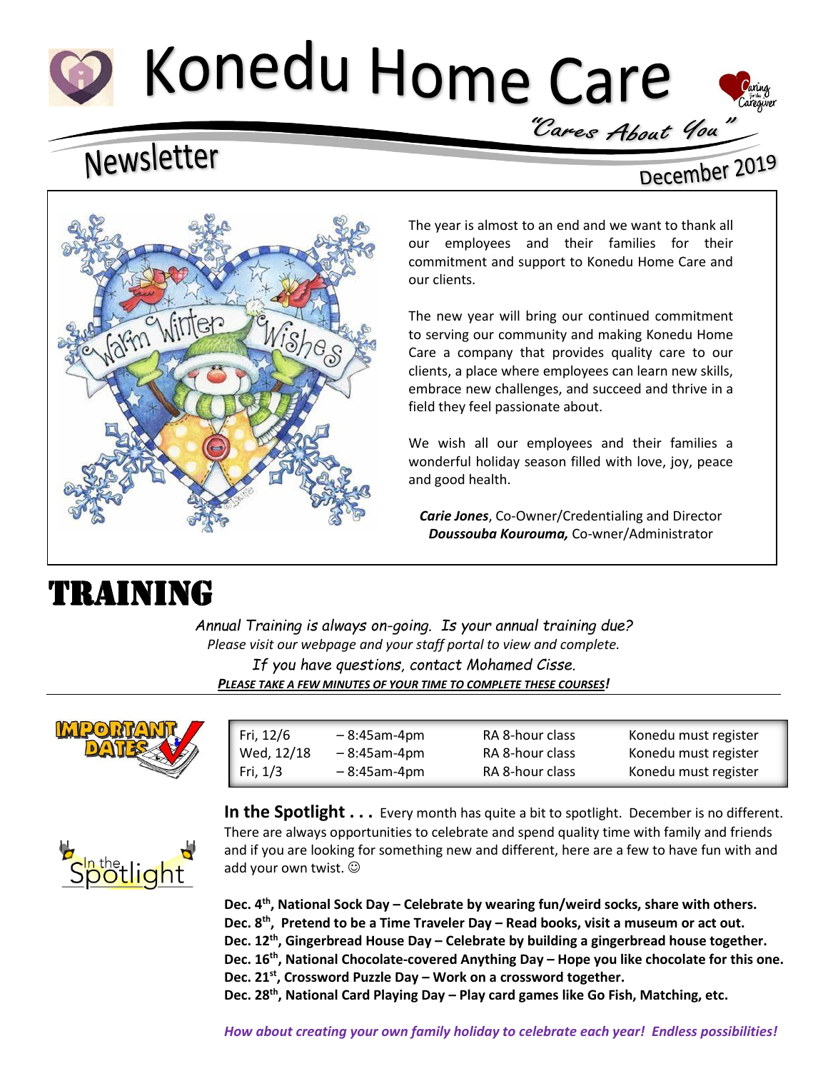# Konedu Home Care

*"Cares About You"*

## Newsletter

December 2019

The year is almost to an end and we want to thank all our employees and their families for their commitment and support to Konedu Home Care and our clients.

The new year will bring our continued commitment to serving our community and making Konedu Home Care a company that provides quality care to our clients, a place where employees can learn new skills, embrace new challenges, and succeed and thrive in a field they feel passionate about.

We wish all our employees and their families a wonderful holiday season filled with love, joy, peace and good health.

***Carie Jones***, Co-Owner/Credentialing and Director
***Doussouba Kourouma,*** Co-wner/Administrator

# TRAINING

*Annual Training is always on-going. Is your annual training due?*
*Please visit our webpage and your staff portal to view and complete.*
*If you have questions, contact Mohamed Cisse.*
***PLEASE TAKE A FEW MINUTES OF YOUR TIME TO COMPLETE THESE COURSES!***

**IMPORTANT DATES**

| | | | |
|---|---|---|---|
| Fri, 12/6 | – 8:45am-4pm | RA 8-hour class | Konedu must register |
| Wed, 12/18 | – 8:45am-4pm | RA 8-hour class | Konedu must register |
| Fri, 1/3 | – 8:45am-4pm | RA 8-hour class | Konedu must register |

**In the Spotlight . . .** Every month has quite a bit to spotlight. December is no different. There are always opportunities to celebrate and spend quality time with family and friends and if you are looking for something new and different, here are a few to have fun with and add your own twist. ☺

**Dec. 4th, National Sock Day – Celebrate by wearing fun/weird socks, share with others.**
**Dec. 8th, Pretend to be a Time Traveler Day – Read books, visit a museum or act out.**
**Dec. 12th, Gingerbread House Day – Celebrate by building a gingerbread house together.**
**Dec. 16th, National Chocolate-covered Anything Day – Hope you like chocolate for this one.**
**Dec. 21st, Crossword Puzzle Day – Work on a crossword together.**
**Dec. 28th, National Card Playing Day – Play card games like Go Fish, Matching, etc.**

***How about creating your own family holiday to celebrate each year! Endless possibilities!***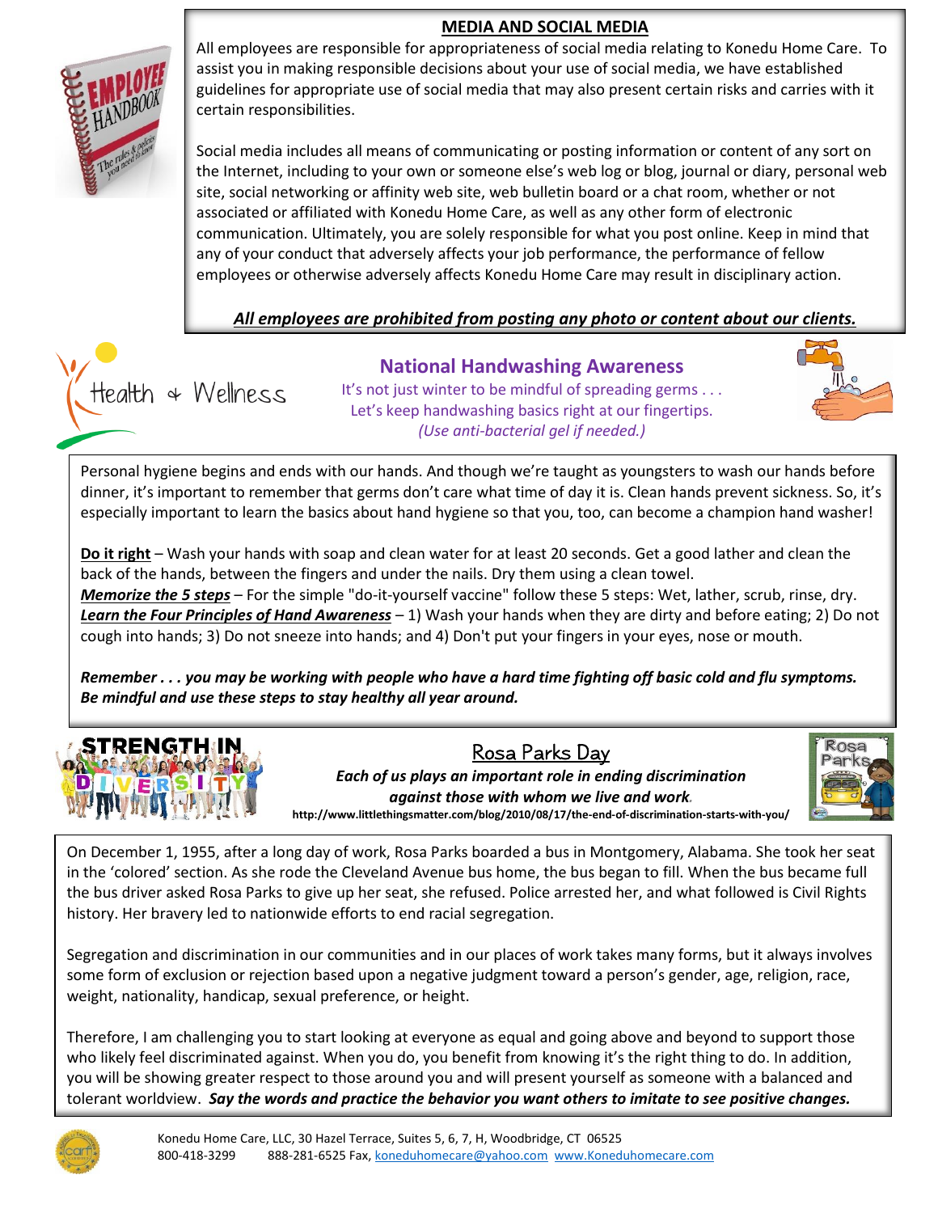## MEDIA AND SOCIAL MEDIA

All employees are responsible for appropriateness of social media relating to Konedu Home Care. To assist you in making responsible decisions about your use of social media, we have established guidelines for appropriate use of social media that may also present certain risks and carries with it certain responsibilities.

Social media includes all means of communicating or posting information or content of any sort on the Internet, including to your own or someone else's web log or blog, journal or diary, personal web site, social networking or affinity web site, web bulletin board or a chat room, whether or not associated or affiliated with Konedu Home Care, as well as any other form of electronic communication. Ultimately, you are solely responsible for what you post online. Keep in mind that any of your conduct that adversely affects your job performance, the performance of fellow employees or otherwise adversely affects Konedu Home Care may result in disciplinary action.

***All employees are prohibited from posting any photo or content about our clients.***

Health & Wellness

## National Handwashing Awareness

It's not just winter to be mindful of spreading germs . . .
Let's keep handwashing basics right at our fingertips.
*(Use anti-bacterial gel if needed.)*

Personal hygiene begins and ends with our hands. And though we're taught as youngsters to wash our hands before dinner, it's important to remember that germs don't care what time of day it is. Clean hands prevent sickness. So, it's especially important to learn the basics about hand hygiene so that you, too, can become a champion hand washer!

**Do it right** – Wash your hands with soap and clean water for at least 20 seconds. Get a good lather and clean the back of the hands, between the fingers and under the nails. Dry them using a clean towel.
***Memorize the 5 steps*** – For the simple "do-it-yourself vaccine" follow these 5 steps: Wet, lather, scrub, rinse, dry.
***Learn the Four Principles of Hand Awareness*** – 1) Wash your hands when they are dirty and before eating; 2) Do not cough into hands; 3) Do not sneeze into hands; and 4) Don't put your fingers in your eyes, nose or mouth.

***Remember . . . you may be working with people who have a hard time fighting off basic cold and flu symptoms. Be mindful and use these steps to stay healthy all year around.***

STRENGTH IN DIVERSITY

## Rosa Parks Day

***Each of us plays an important role in ending discrimination against those with whom we live and work.***

**http://www.littlethingsmatter.com/blog/2010/08/17/the-end-of-discrimination-starts-with-you/**

On December 1, 1955, after a long day of work, Rosa Parks boarded a bus in Montgomery, Alabama. She took her seat in the 'colored' section. As she rode the Cleveland Avenue bus home, the bus began to fill. When the bus became full the bus driver asked Rosa Parks to give up her seat, she refused. Police arrested her, and what followed is Civil Rights history. Her bravery led to nationwide efforts to end racial segregation.

Segregation and discrimination in our communities and in our places of work takes many forms, but it always involves some form of exclusion or rejection based upon a negative judgment toward a person's gender, age, religion, race, weight, nationality, handicap, sexual preference, or height.

Therefore, I am challenging you to start looking at everyone as equal and going above and beyond to support those who likely feel discriminated against. When you do, you benefit from knowing it's the right thing to do. In addition, you will be showing greater respect to those around you and will present yourself as someone with a balanced and tolerant worldview. ***Say the words and practice the behavior you want others to imitate to see positive changes.***

Konedu Home Care, LLC, 30 Hazel Terrace, Suites 5, 6, 7, H, Woodbridge, CT 06525
800-418-3299 888-281-6525 Fax, koneduhomecare@yahoo.com www.Koneduhomecare.com